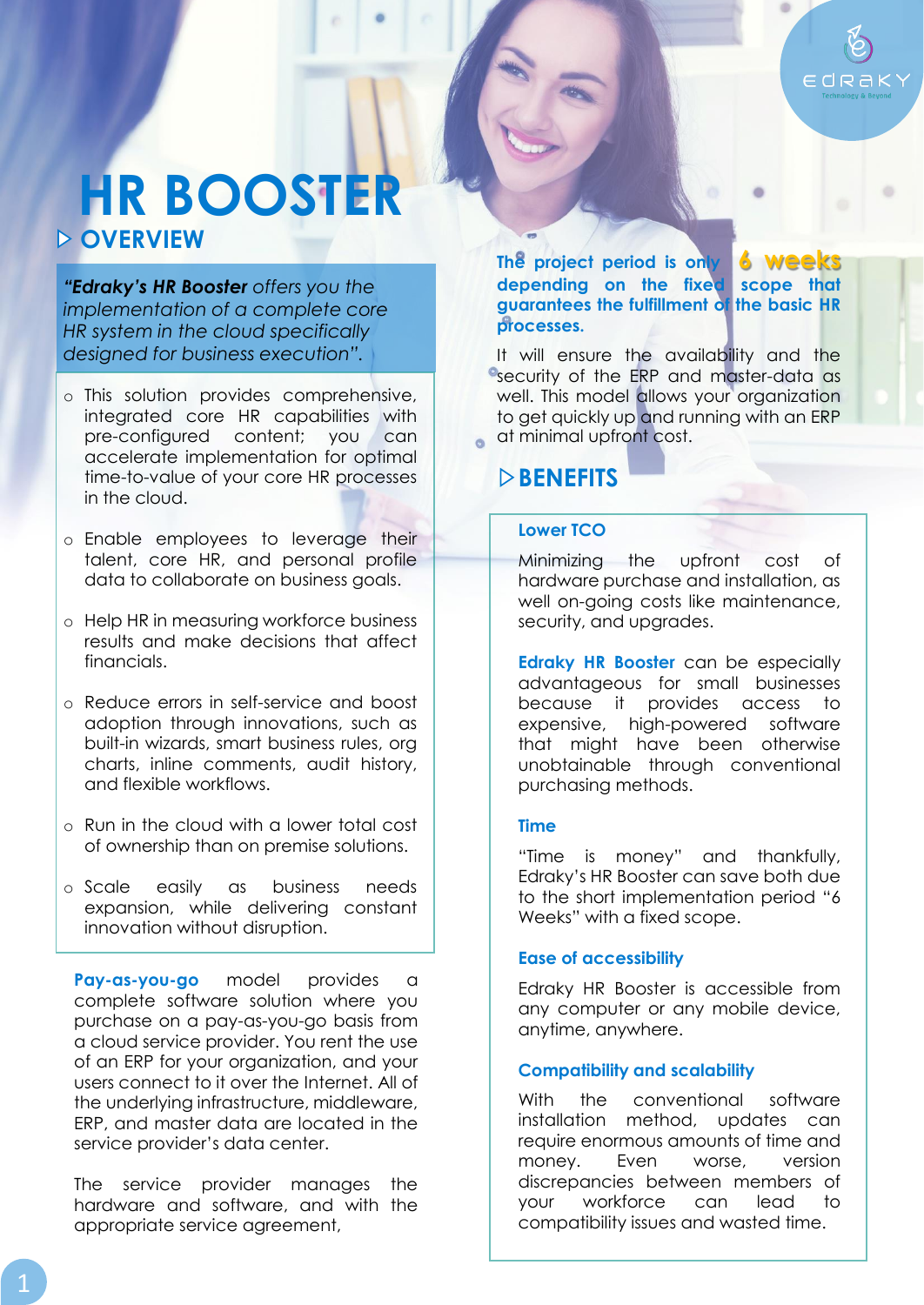# HR BOOSTER

## ▷ OVERVIEW

*"**Edraky's HR Booster** offers you the implementation of a complete core HR system in the cloud specifically designed for business execution".*

- This solution provides comprehensive, integrated core HR capabilities with pre-configured content; you can accelerate implementation for optimal time-to-value of your core HR processes in the cloud.
- Enable employees to leverage their talent, core HR, and personal profile data to collaborate on business goals.
- Help HR in measuring workforce business results and make decisions that affect financials.
- Reduce errors in self-service and boost adoption through innovations, such as built-in wizards, smart business rules, org charts, inline comments, audit history, and flexible workflows.
- Run in the cloud with a lower total cost of ownership than on premise solutions.
- Scale easily as business needs expansion, while delivering constant innovation without disruption.

**Pay-as-you-go** model provides a complete software solution where you purchase on a pay-as-you-go basis from a cloud service provider. You rent the use of an ERP for your organization, and your users connect to it over the Internet. All of the underlying infrastructure, middleware, ERP, and master data are located in the service provider's data center.

The service provider manages the hardware and software, and with the appropriate service agreement,

**The project period is only 6 weeks depending on the fixed scope that guarantees the fulfillment of the basic HR processes.**

It will ensure the availability and the security of the ERP and master-data as well. This model allows your organization to get quickly up and running with an ERP at minimal upfront cost.

## ▷ BENEFITS

### Lower TCO

Minimizing the upfront cost of hardware purchase and installation, as well on-going costs like maintenance, security, and upgrades.

**Edraky HR Booster** can be especially advantageous for small businesses because it provides access to expensive, high-powered software that might have been otherwise unobtainable through conventional purchasing methods.

### Time

"Time is money" and thankfully, Edraky's HR Booster can save both due to the short implementation period "6 Weeks" with a fixed scope.

### Ease of accessibility

Edraky HR Booster is accessible from any computer or any mobile device, anytime, anywhere.

### Compatibility and scalability

With the conventional software installation method, updates can require enormous amounts of time and money. Even worse, version discrepancies between members of your workforce can lead to compatibility issues and wasted time.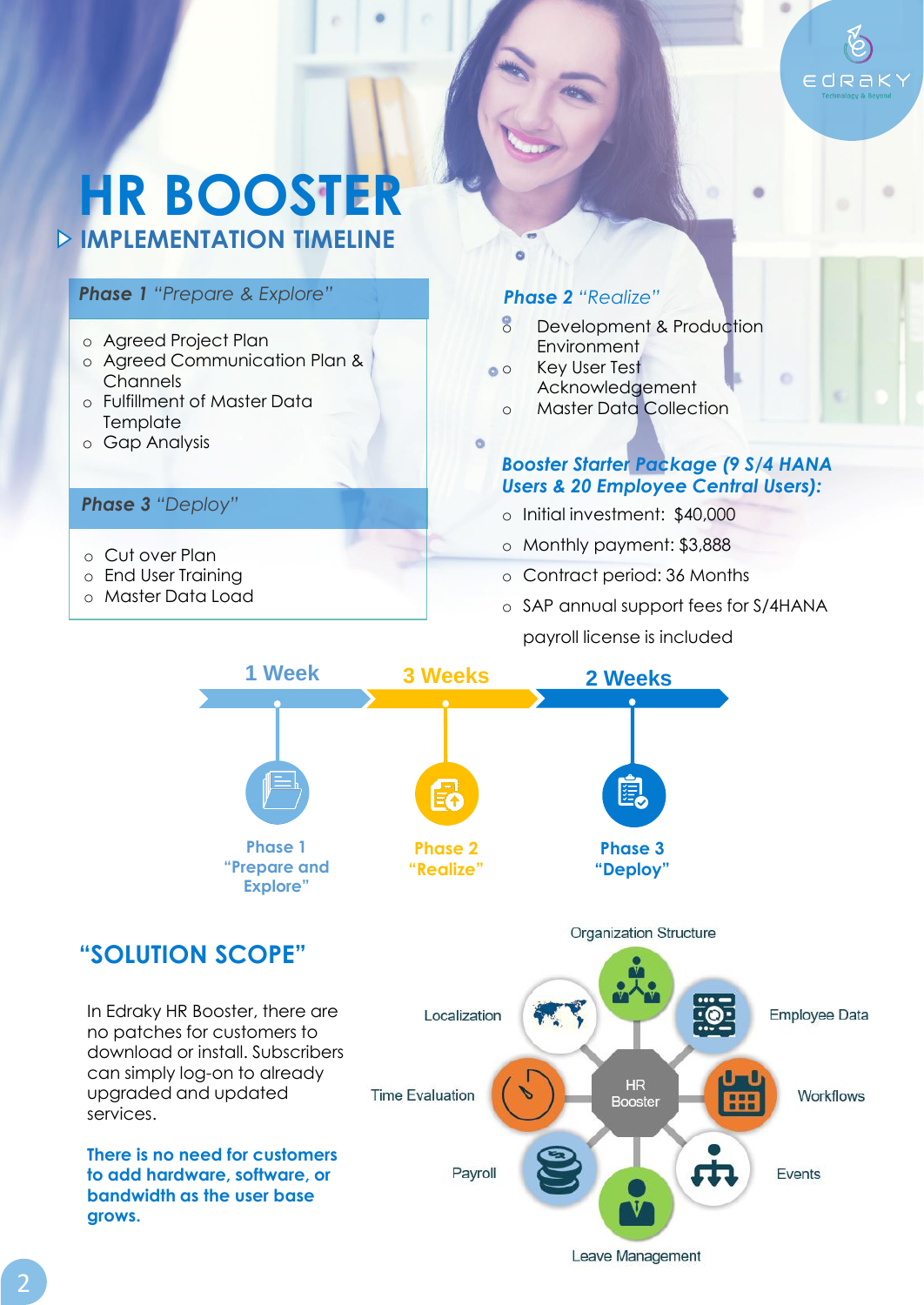# HR BOOSTER

## IMPLEMENTATION TIMELINE

### *Phase 1 "Prepare & Explore"*

- Agreed Project Plan
- Agreed Communication Plan & Channels
- Fulfillment of Master Data Template
- Gap Analysis

### *Phase 2 "Realize"*

- Development & Production Environment
- Key User Test Acknowledgement
- Master Data Collection

### *Phase 3 "Deploy"*

- Cut over Plan
- End User Training
- Master Data Load

### *Booster Starter Package (9 S/4 HANA Users & 20 Employee Central Users):*

- Initial investment: $40,000
- Monthly payment: $3,888
- Contract period: 36 Months
- SAP annual support fees for S/4HANA payroll license is included

1 Week
3 Weeks
2 Weeks

Phase 1 "Prepare and Explore"
Phase 2 "Realize"
Phase 3 "Deploy"

## "SOLUTION SCOPE"

In Edraky HR Booster, there are no patches for customers to download or install. Subscribers can simply log-on to already upgraded and updated services.

**There is no need for customers to add hardware, software, or bandwidth as the user base grows.**

HR Booster
Organization Structure
Employee Data
Workflows
Events
Leave Management
Payroll
Time Evaluation
Localization